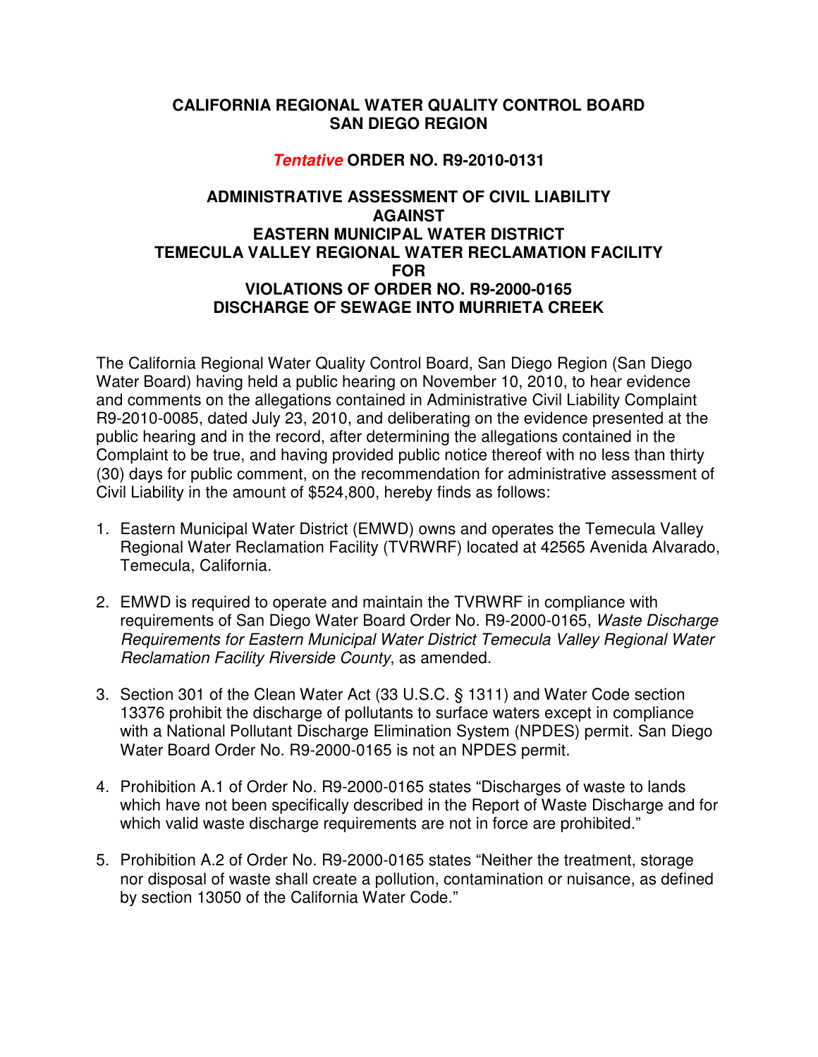# CALIFORNIA REGIONAL WATER QUALITY CONTROL BOARD
# SAN DIEGO REGION

## *Tentative* ORDER NO. R9-2010-0131

## ADMINISTRATIVE ASSESSMENT OF CIVIL LIABILITY AGAINST EASTERN MUNICIPAL WATER DISTRICT TEMECULA VALLEY REGIONAL WATER RECLAMATION FACILITY FOR VIOLATIONS OF ORDER NO. R9-2000-0165 DISCHARGE OF SEWAGE INTO MURRIETA CREEK

The California Regional Water Quality Control Board, San Diego Region (San Diego Water Board) having held a public hearing on November 10, 2010, to hear evidence and comments on the allegations contained in Administrative Civil Liability Complaint R9-2010-0085, dated July 23, 2010, and deliberating on the evidence presented at the public hearing and in the record, after determining the allegations contained in the Complaint to be true, and having provided public notice thereof with no less than thirty (30) days for public comment, on the recommendation for administrative assessment of Civil Liability in the amount of $524,800, hereby finds as follows:

1. Eastern Municipal Water District (EMWD) owns and operates the Temecula Valley Regional Water Reclamation Facility (TVRWRF) located at 42565 Avenida Alvarado, Temecula, California.

2. EMWD is required to operate and maintain the TVRWRF in compliance with requirements of San Diego Water Board Order No. R9-2000-0165, *Waste Discharge Requirements for Eastern Municipal Water District Temecula Valley Regional Water Reclamation Facility Riverside County*, as amended.

3. Section 301 of the Clean Water Act (33 U.S.C. § 1311) and Water Code section 13376 prohibit the discharge of pollutants to surface waters except in compliance with a National Pollutant Discharge Elimination System (NPDES) permit. San Diego Water Board Order No. R9-2000-0165 is not an NPDES permit.

4. Prohibition A.1 of Order No. R9-2000-0165 states "Discharges of waste to lands which have not been specifically described in the Report of Waste Discharge and for which valid waste discharge requirements are not in force are prohibited."

5. Prohibition A.2 of Order No. R9-2000-0165 states "Neither the treatment, storage nor disposal of waste shall create a pollution, contamination or nuisance, as defined by section 13050 of the California Water Code."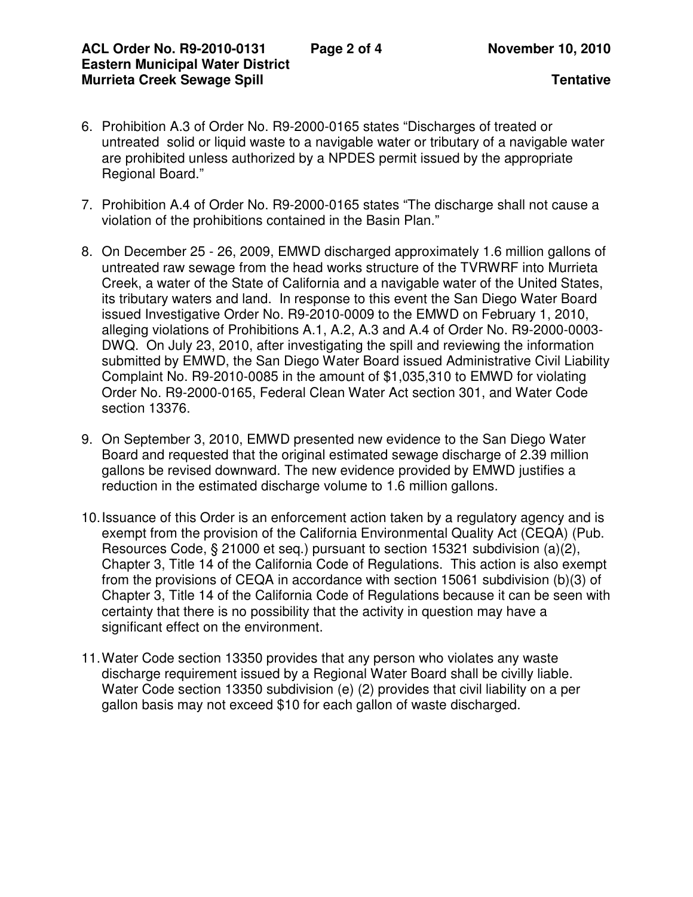6. Prohibition A.3 of Order No. R9-2000-0165 states "Discharges of treated or untreated solid or liquid waste to a navigable water or tributary of a navigable water are prohibited unless authorized by a NPDES permit issued by the appropriate Regional Board."

7. Prohibition A.4 of Order No. R9-2000-0165 states "The discharge shall not cause a violation of the prohibitions contained in the Basin Plan."

8. On December 25 - 26, 2009, EMWD discharged approximately 1.6 million gallons of untreated raw sewage from the head works structure of the TVRWRF into Murrieta Creek, a water of the State of California and a navigable water of the United States, its tributary waters and land. In response to this event the San Diego Water Board issued Investigative Order No. R9-2010-0009 to the EMWD on February 1, 2010, alleging violations of Prohibitions A.1, A.2, A.3 and A.4 of Order No. R9-2000-0003-DWQ. On July 23, 2010, after investigating the spill and reviewing the information submitted by EMWD, the San Diego Water Board issued Administrative Civil Liability Complaint No. R9-2010-0085 in the amount of $1,035,310 to EMWD for violating Order No. R9-2000-0165, Federal Clean Water Act section 301, and Water Code section 13376.

9. On September 3, 2010, EMWD presented new evidence to the San Diego Water Board and requested that the original estimated sewage discharge of 2.39 million gallons be revised downward. The new evidence provided by EMWD justifies a reduction in the estimated discharge volume to 1.6 million gallons.

10. Issuance of this Order is an enforcement action taken by a regulatory agency and is exempt from the provision of the California Environmental Quality Act (CEQA) (Pub. Resources Code, § 21000 et seq.) pursuant to section 15321 subdivision (a)(2), Chapter 3, Title 14 of the California Code of Regulations. This action is also exempt from the provisions of CEQA in accordance with section 15061 subdivision (b)(3) of Chapter 3, Title 14 of the California Code of Regulations because it can be seen with certainty that there is no possibility that the activity in question may have a significant effect on the environment.

11. Water Code section 13350 provides that any person who violates any waste discharge requirement issued by a Regional Water Board shall be civilly liable. Water Code section 13350 subdivision (e) (2) provides that civil liability on a per gallon basis may not exceed $10 for each gallon of waste discharged.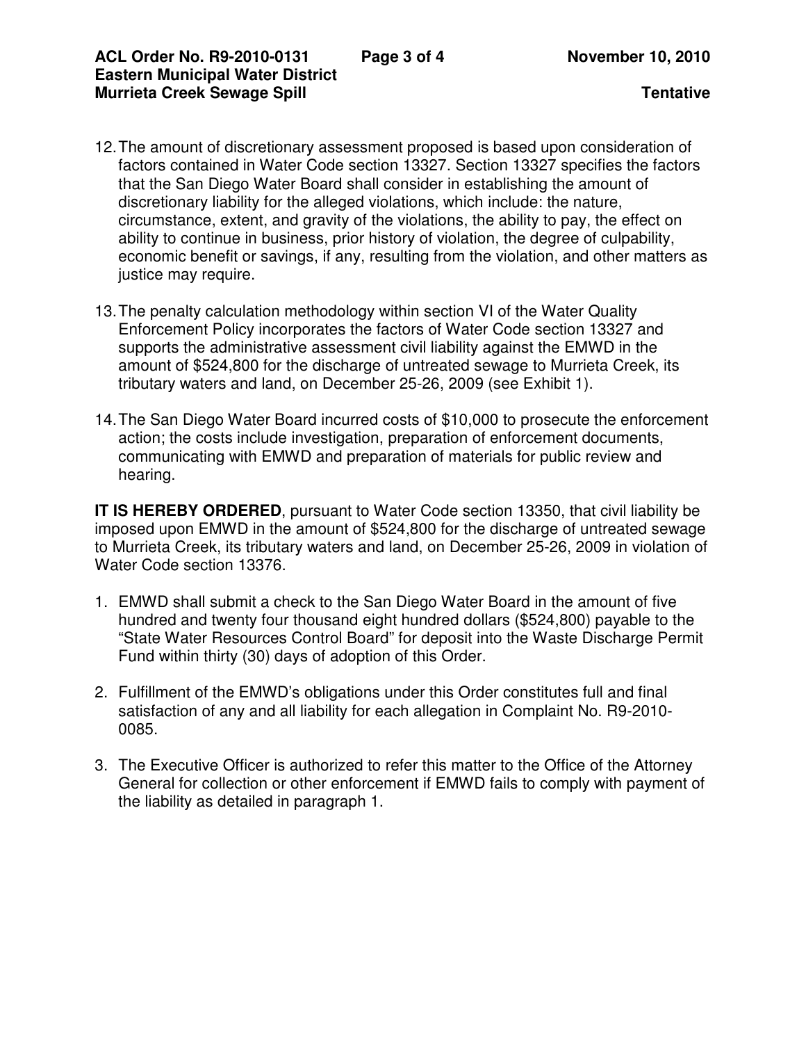12. The amount of discretionary assessment proposed is based upon consideration of factors contained in Water Code section 13327. Section 13327 specifies the factors that the San Diego Water Board shall consider in establishing the amount of discretionary liability for the alleged violations, which include: the nature, circumstance, extent, and gravity of the violations, the ability to pay, the effect on ability to continue in business, prior history of violation, the degree of culpability, economic benefit or savings, if any, resulting from the violation, and other matters as justice may require.

13. The penalty calculation methodology within section VI of the Water Quality Enforcement Policy incorporates the factors of Water Code section 13327 and supports the administrative assessment civil liability against the EMWD in the amount of $524,800 for the discharge of untreated sewage to Murrieta Creek, its tributary waters and land, on December 25-26, 2009 (see Exhibit 1).

14. The San Diego Water Board incurred costs of $10,000 to prosecute the enforcement action; the costs include investigation, preparation of enforcement documents, communicating with EMWD and preparation of materials for public review and hearing.

**IT IS HEREBY ORDERED**, pursuant to Water Code section 13350, that civil liability be imposed upon EMWD in the amount of $524,800 for the discharge of untreated sewage to Murrieta Creek, its tributary waters and land, on December 25-26, 2009 in violation of Water Code section 13376.

1. EMWD shall submit a check to the San Diego Water Board in the amount of five hundred and twenty four thousand eight hundred dollars ($524,800) payable to the "State Water Resources Control Board" for deposit into the Waste Discharge Permit Fund within thirty (30) days of adoption of this Order.

2. Fulfillment of the EMWD's obligations under this Order constitutes full and final satisfaction of any and all liability for each allegation in Complaint No. R9-2010-0085.

3. The Executive Officer is authorized to refer this matter to the Office of the Attorney General for collection or other enforcement if EMWD fails to comply with payment of the liability as detailed in paragraph 1.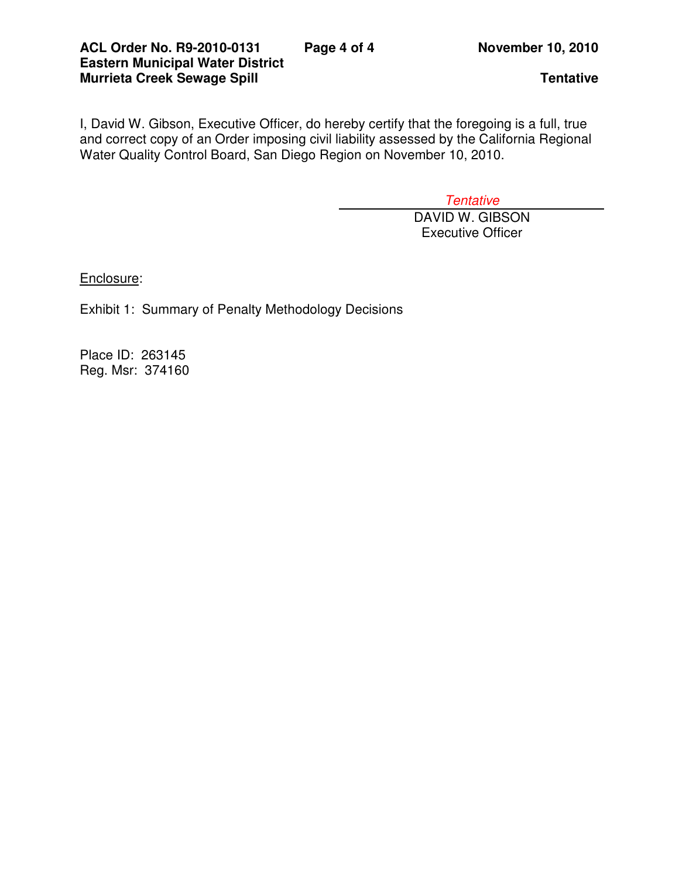I, David W. Gibson, Executive Officer, do hereby certify that the foregoing is a full, true and correct copy of an Order imposing civil liability assessed by the California Regional Water Quality Control Board, San Diego Region on November 10, 2010.

*Tentative*

DAVID W. GIBSON
Executive Officer

Enclosure:

Exhibit 1: Summary of Penalty Methodology Decisions

Place ID: 263145
Reg. Msr: 374160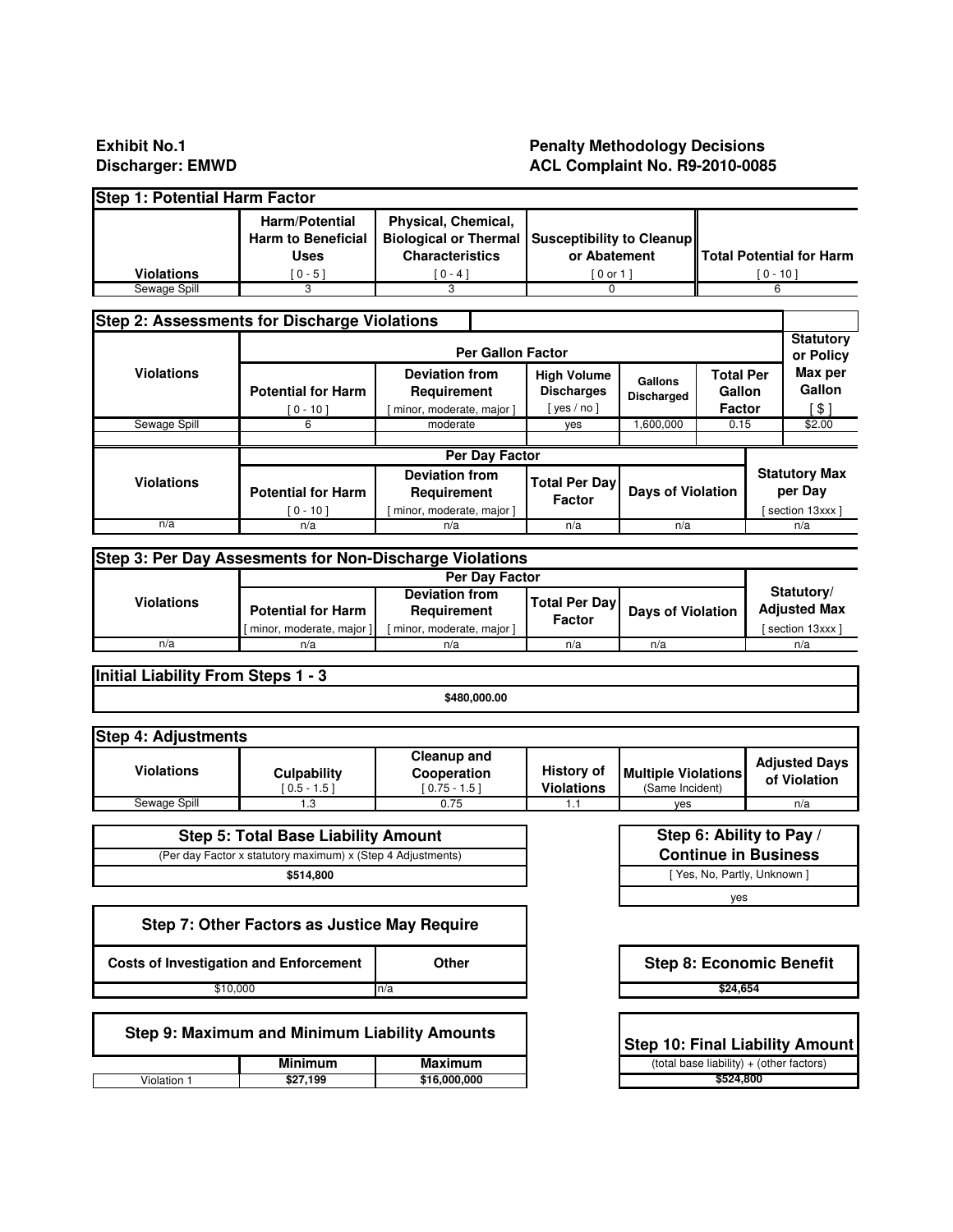**Exhibit No.1**
**Discharger: EMWD**

**Penalty Methodology Decisions**
**ACL Complaint No. R9-2010-0085**

### Step 1: Potential Harm Factor

| Violations | Harm/Potential Harm to Beneficial Uses [ 0 - 5 ] | Physical, Chemical, Biological or Thermal Characteristics [ 0 - 4 ] | Susceptibility to Cleanup or Abatement [ 0 or 1 ] | Total Potential for Harm [ 0 - 10 ] |
|---|---|---|---|---|
| Sewage Spill | 3 | 3 | 0 | 6 |

### Step 2: Assessments for Discharge Violations

| Violations | Per Gallon Factor | | | | | Statutory or Policy Max per Gallon |
|---|---|---|---|---|---|---|
| | Potential for Harm [ 0 - 10 ] | Deviation from Requirement [ minor, moderate, major ] | High Volume Discharges [ yes / no ] | Gallons Discharged | Total Per Gallon Factor | [ $ ] |
| Sewage Spill | 6 | moderate | yes | 1,600,000 | 0.15 | $2.00 |

| Violations | Per Day Factor | | | | Statutory Max per Day |
|---|---|---|---|---|---|
| | Potential for Harm [ 0 - 10 ] | Deviation from Requirement [ minor, moderate, major ] | Total Per Day Factor | Days of Violation | [ section 13xxx ] |
| n/a | n/a | n/a | n/a | n/a | n/a |

### Step 3: Per Day Assesments for Non-Discharge Violations

| Violations | Per Day Factor | | | | Statutory/ Adjusted Max |
|---|---|---|---|---|---|
| | Potential for Harm [ minor, moderate, major ] | Deviation from Requirement [ minor, moderate, major ] | Total Per Day Factor | Days of Violation | [ section 13xxx ] |
| n/a | n/a | n/a | n/a | n/a | n/a |

### Initial Liability From Steps 1 - 3

**$480,000.00**

### Step 4: Adjustments

| Violations | Culpability [ 0.5 - 1.5 ] | Cleanup and Cooperation [ 0.75 - 1.5 ] | History of Violations | Multiple Violations (Same Incident) | Adjusted Days of Violation |
|---|---|---|---|---|---|
| Sewage Spill | 1.3 | 0.75 | 1.1 | yes | n/a |

### Step 5: Total Base Liability Amount

(Per day Factor x statutory maximum) x (Step 4 Adjustments)

**$514,800**

### Step 6: Ability to Pay / Continue in Business

[ Yes, No, Partly, Unknown ]

yes

### Step 7: Other Factors as Justice May Require

| Costs of Investigation and Enforcement | Other |
|---|---|
| $10,000 | n/a |

### Step 8: Economic Benefit

**$24,654**

### Step 9: Maximum and Minimum Liability Amounts

| | Minimum | Maximum |
|---|---|---|
| Violation 1 | **$27,199** | **$16,000,000** |

### Step 10: Final Liability Amount

(total base liability) + (other factors)

**$524,800**